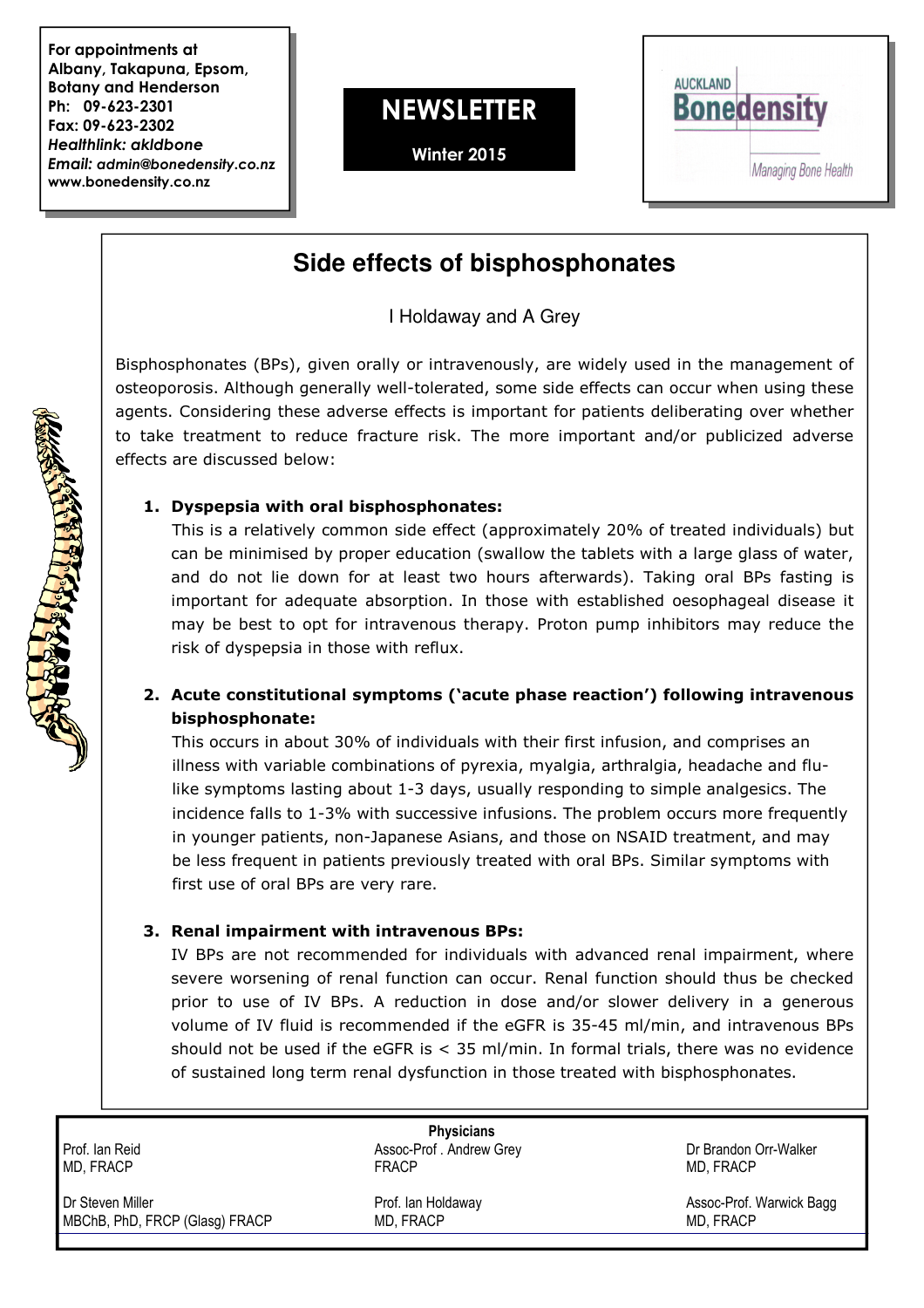For appointments at Albany, Takapuna, Epsom, Botany and Henderson
Ph: 09-623-2301
Fax: 09-623-2302
*Healthlink: akldbone*
*Email: admin@bonedensity.co.nz*
www.bonedensity.co.nz

**NEWSLETTER**

**Winter 2015**

AUCKLAND **Bonedensity**

*Managing Bone Health*

# Side effects of bisphosphonates

I Holdaway and A Grey

Bisphosphonates (BPs), given orally or intravenously, are widely used in the management of osteoporosis. Although generally well-tolerated, some side effects can occur when using these agents. Considering these adverse effects is important for patients deliberating over whether to take treatment to reduce fracture risk. The more important and/or publicized adverse effects are discussed below:

1. **Dyspepsia with oral bisphosphonates:**
   This is a relatively common side effect (approximately 20% of treated individuals) but can be minimised by proper education (swallow the tablets with a large glass of water, and do not lie down for at least two hours afterwards). Taking oral BPs fasting is important for adequate absorption. In those with established oesophageal disease it may be best to opt for intravenous therapy. Proton pump inhibitors may reduce the risk of dyspepsia in those with reflux.

2. **Acute constitutional symptoms ('acute phase reaction') following intravenous bisphosphonate:**
   This occurs in about 30% of individuals with their first infusion, and comprises an illness with variable combinations of pyrexia, myalgia, arthralgia, headache and flu-like symptoms lasting about 1-3 days, usually responding to simple analgesics. The incidence falls to 1-3% with successive infusions. The problem occurs more frequently in younger patients, non-Japanese Asians, and those on NSAID treatment, and may be less frequent in patients previously treated with oral BPs. Similar symptoms with first use of oral BPs are very rare.

3. **Renal impairment with intravenous BPs:**
   IV BPs are not recommended for individuals with advanced renal impairment, where severe worsening of renal function can occur. Renal function should thus be checked prior to use of IV BPs. A reduction in dose and/or slower delivery in a generous volume of IV fluid is recommended if the eGFR is 35-45 ml/min, and intravenous BPs should not be used if the eGFR is < 35 ml/min. In formal trials, there was no evidence of sustained long term renal dysfunction in those treated with bisphosphonates.

**Physicians**

| | | |
|---|---|---|
| Prof. Ian Reid<br>MD, FRACP | Assoc-Prof . Andrew Grey<br>FRACP | Dr Brandon Orr-Walker<br>MD, FRACP |
| Dr Steven Miller<br>MBChB, PhD, FRCP (Glasg) FRACP | Prof. Ian Holdaway<br>MD, FRACP | Assoc-Prof. Warwick Bagg<br>MD, FRACP |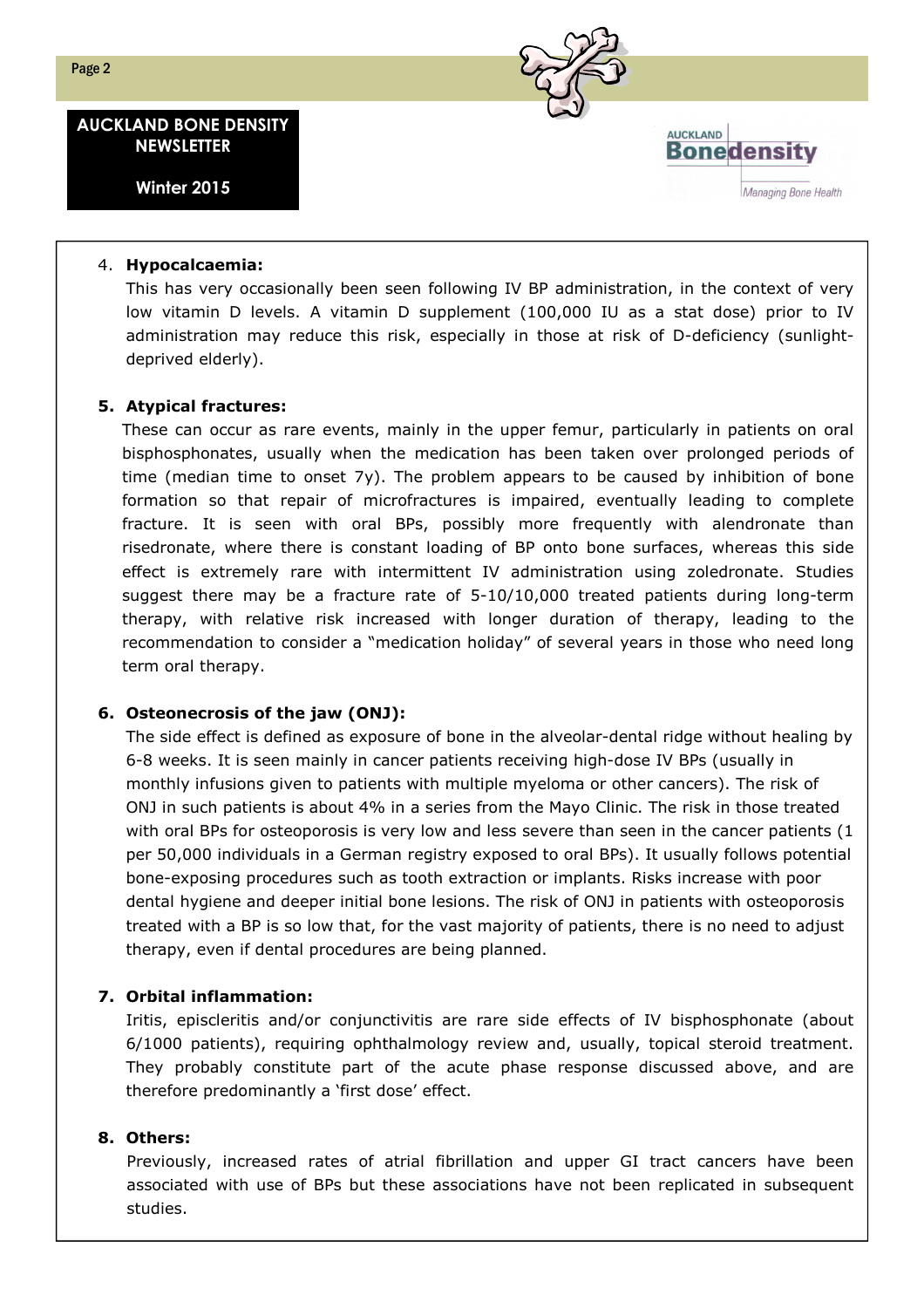4. **Hypocalcaemia:**

   This has very occasionally been seen following IV BP administration, in the context of very low vitamin D levels. A vitamin D supplement (100,000 IU as a stat dose) prior to IV administration may reduce this risk, especially in those at risk of D-deficiency (sunlight-deprived elderly).

5. **Atypical fractures:**

   These can occur as rare events, mainly in the upper femur, particularly in patients on oral bisphosphonates, usually when the medication has been taken over prolonged periods of time (median time to onset 7y). The problem appears to be caused by inhibition of bone formation so that repair of microfractures is impaired, eventually leading to complete fracture. It is seen with oral BPs, possibly more frequently with alendronate than risedronate, where there is constant loading of BP onto bone surfaces, whereas this side effect is extremely rare with intermittent IV administration using zoledronate. Studies suggest there may be a fracture rate of 5-10/10,000 treated patients during long-term therapy, with relative risk increased with longer duration of therapy, leading to the recommendation to consider a "medication holiday" of several years in those who need long term oral therapy.

6. **Osteonecrosis of the jaw (ONJ):**

   The side effect is defined as exposure of bone in the alveolar-dental ridge without healing by 6-8 weeks. It is seen mainly in cancer patients receiving high-dose IV BPs (usually in monthly infusions given to patients with multiple myeloma or other cancers). The risk of ONJ in such patients is about 4% in a series from the Mayo Clinic. The risk in those treated with oral BPs for osteoporosis is very low and less severe than seen in the cancer patients (1 per 50,000 individuals in a German registry exposed to oral BPs). It usually follows potential bone-exposing procedures such as tooth extraction or implants. Risks increase with poor dental hygiene and deeper initial bone lesions. The risk of ONJ in patients with osteoporosis treated with a BP is so low that, for the vast majority of patients, there is no need to adjust therapy, even if dental procedures are being planned.

7. **Orbital inflammation:**

   Iritis, episcleritis and/or conjunctivitis are rare side effects of IV bisphosphonate (about 6/1000 patients), requiring ophthalmology review and, usually, topical steroid treatment. They probably constitute part of the acute phase response discussed above, and are therefore predominantly a 'first dose' effect.

8. **Others:**

   Previously, increased rates of atrial fibrillation and upper GI tract cancers have been associated with use of BPs but these associations have not been replicated in subsequent studies.